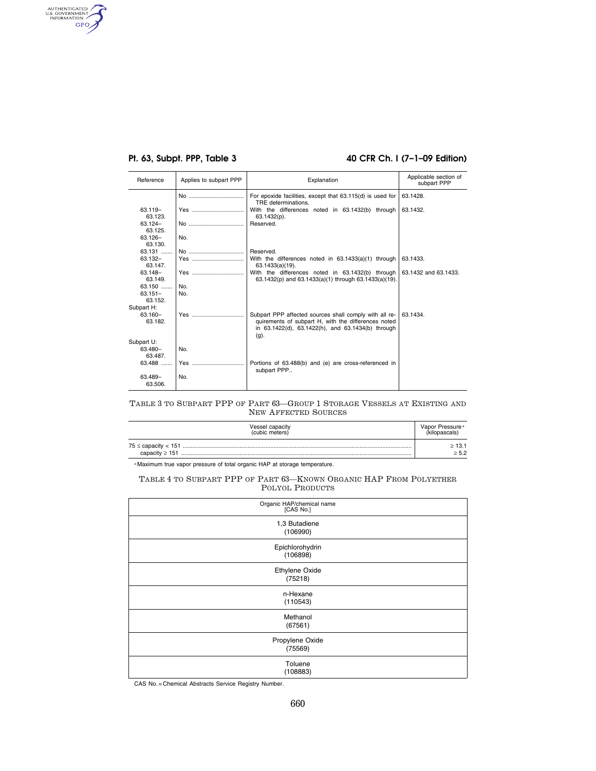| Reference | Applies to subpart PPP | Explanation | Applicable section of subpart PPP |
|---|---|---|---|
| | No | For epoxide facilities, except that 63.115(d) is used for TRE determinations. | 63.1428. |
| 63.119–63.123. | Yes | With the differences noted in 63.1432(b) through 63.1432(p). | 63.1432. |
| 63.124–63.125. | No | Reserved. | |
| 63.126–63.130. | No. | | |
| 63.131 | No | Reserved. | |
| 63.132–63.147. | Yes | With the differences noted in 63.1433(a)(1) through 63.1433(a)(19). | 63.1433. |
| 63.148–63.149. | Yes | With the differences noted in 63.1432(b) through 63.1432(p) and 63.1433(a)(1) through 63.1433(a)(19). | 63.1432 and 63.1433. |
| 63.150 | No. | | |
| 63.151–63.152. | No. | | |
| Subpart H: | | | |
| 63.160–63.182. | Yes | Subpart PPP affected sources shall comply with all requirements of subpart H, with the differences noted in 63.1422(d), 63.1422(h), and 63.1434(b) through (g). | 63.1434. |
| Subpart U: | | | |
| 63.480–63.487. | No. | | |
| 63.488 | Yes | Portions of 63.488(b) and (e) are cross-referenced in subpart PPP.. | |
| 63.489–63.506. | No. | | |

## Table 3 to Subpart PPP of Part 63—Group 1 Storage Vessels at Existing and New Affected Sources

| Vessel capacity (cubic meters) | Vapor Pressure[a] (kilopascals) |
|---|---|
| 75 ≤ capacity < 151 | ≥ 13.1 |
| capacity ≥ 151 | ≥ 5.2 |

[a] Maximum true vapor pressure of total organic HAP at storage temperature.

## Table 4 to Subpart PPP of Part 63—Known Organic HAP From Polyether Polyol Products

| Organic HAP/chemical name [CAS No.] |
|---|
| 1,3 Butadiene (106990) |
| Epichlorohydrin (106898) |
| Ethylene Oxide (75218) |
| n-Hexane (110543) |
| Methanol (67561) |
| Propylene Oxide (75569) |
| Toluene (108883) |

CAS No. = Chemical Abstracts Service Registry Number.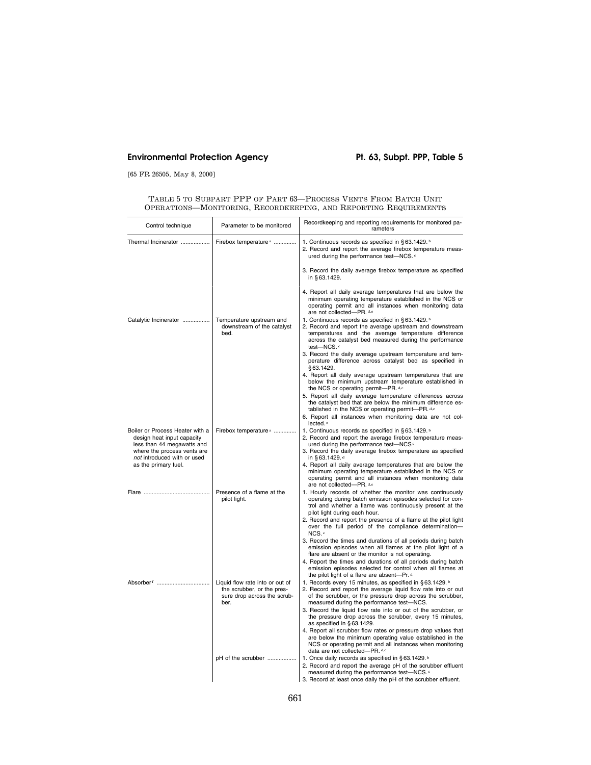[65 FR 26505, May 8, 2000]

TABLE 5 TO SUBPART PPP OF PART 63—PROCESS VENTS FROM BATCH UNIT OPERATIONS—MONITORING, RECORDKEEPING, AND REPORTING REQUIREMENTS

| Control technique | Parameter to be monitored | Recordkeeping and reporting requirements for monitored parameters |
|---|---|---|
| Thermal Incinerator | Firebox temperature [a] | 1. Continuous records as specified in § 63.1429. [b]<br>2. Record and report the average firebox temperature measured during the performance test—NCS. [c]<br>3. Record the daily average firebox temperature as specified in § 63.1429.<br>4. Report all daily average temperatures that are below the minimum operating temperature established in the NCS or operating permit and all instances when monitoring data are not collected—PR. [d,e] |
| Catalytic Incinerator | Temperature upstream and downstream of the catalyst bed. | 1. Continuous records as specified in § 63.1429. [b]<br>2. Record and report the average upstream and downstream temperatures and the average temperature difference across the catalyst bed measured during the performance test—NCS. [c]<br>3. Record the daily average upstream temperature and temperature difference across catalyst bed as specified in § 63.1429.<br>4. Report all daily average upstream temperatures that are below the minimum upstream temperature established in the NCS or operating permit—PR. [d,e]<br>5. Report all daily average temperature differences across the catalyst bed that are below the minimum difference established in the NCS or operating permit—PR. [d,e]<br>6. Report all instances when monitoring data are not collected. [e] |
| Boiler or Process Heater with a design heat input capacity less than 44 megawatts and where the process vents are *not* introduced with or used as the primary fuel. | Firebox temperature [a] | 1. Continuous records as specified in § 63.1429. [b]<br>2. Record and report the average firebox temperature measured during the performance test—NCS [c]<br>3. Record the daily average firebox temperature as specified in § 63.1429. [d]<br>4. Report all daily average temperatures that are below the minimum operating temperature established in the NCS or operating permit and all instances when monitoring data are not collected—PR. [d,e] |
| Flare | Presence of a flame at the pilot light. | 1. Hourly records of whether the monitor was continuously operating during batch emission episodes selected for control and whether a flame was continuously present at the pilot light during each hour.<br>2. Record and report the presence of a flame at the pilot light over the full period of the compliance determination—NCS. [c]<br>3. Record the times and durations of all periods during batch emission episodes when all flames at the pilot light of a flare are absent or the monitor is not operating.<br>4. Report the times and durations of all periods during batch emission episodes selected for control when all flames at the pilot light of a flare are absent—Pr. [d] |
| Absorber [f] | Liquid flow rate into or out of the scrubber, or the pressure drop across the scrubber. | 1. Records every 15 minutes, as specified in § 63.1429. [b]<br>2. Record and report the average liquid flow rate into or out of the scrubber, or the pressure drop across the scrubber, measured during the performance test—NCS.<br>3. Record the liquid flow rate into or out of the scrubber, or the pressure drop across the scrubber, every 15 minutes, as specified in § 63.1429.<br>4. Report all scrubber flow rates or pressure drop values that are below the minimum operating value established in the NCS or operating permit and all instances when monitoring data are not collected—PR. [d,e] |
| | pH of the scrubber | 1. Once daily records as specified in § 63.1429. [b]<br>2. Record and report the average pH of the scrubber effluent measured during the performance test—NCS. [c]<br>3. Record at least once daily the pH of the scrubber effluent. |